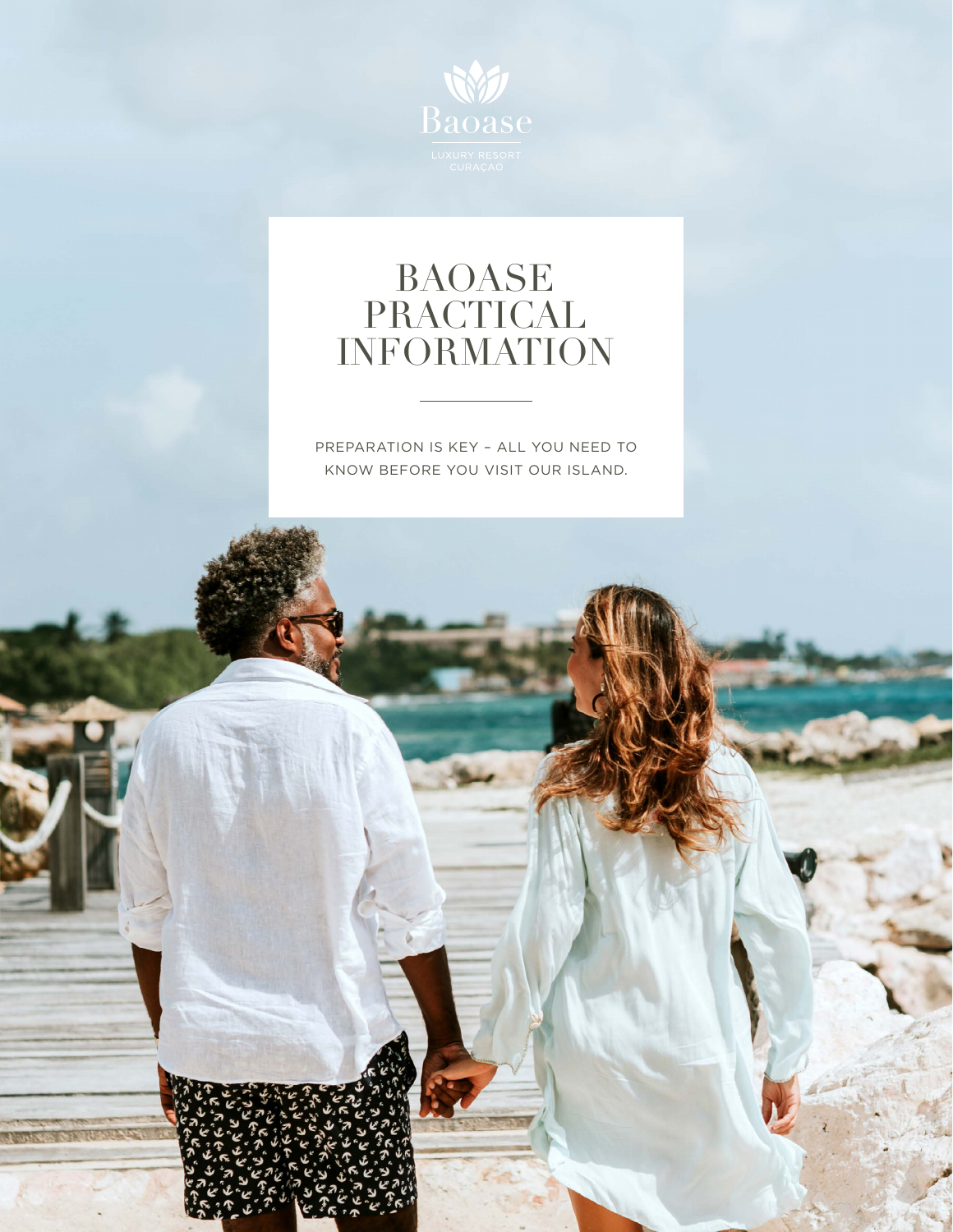Baoase

LUXURY RESORT
CURAÇAO

# BAOASE PRACTICAL INFORMATION

PREPARATION IS KEY – ALL YOU NEED TO KNOW BEFORE YOU VISIT OUR ISLAND.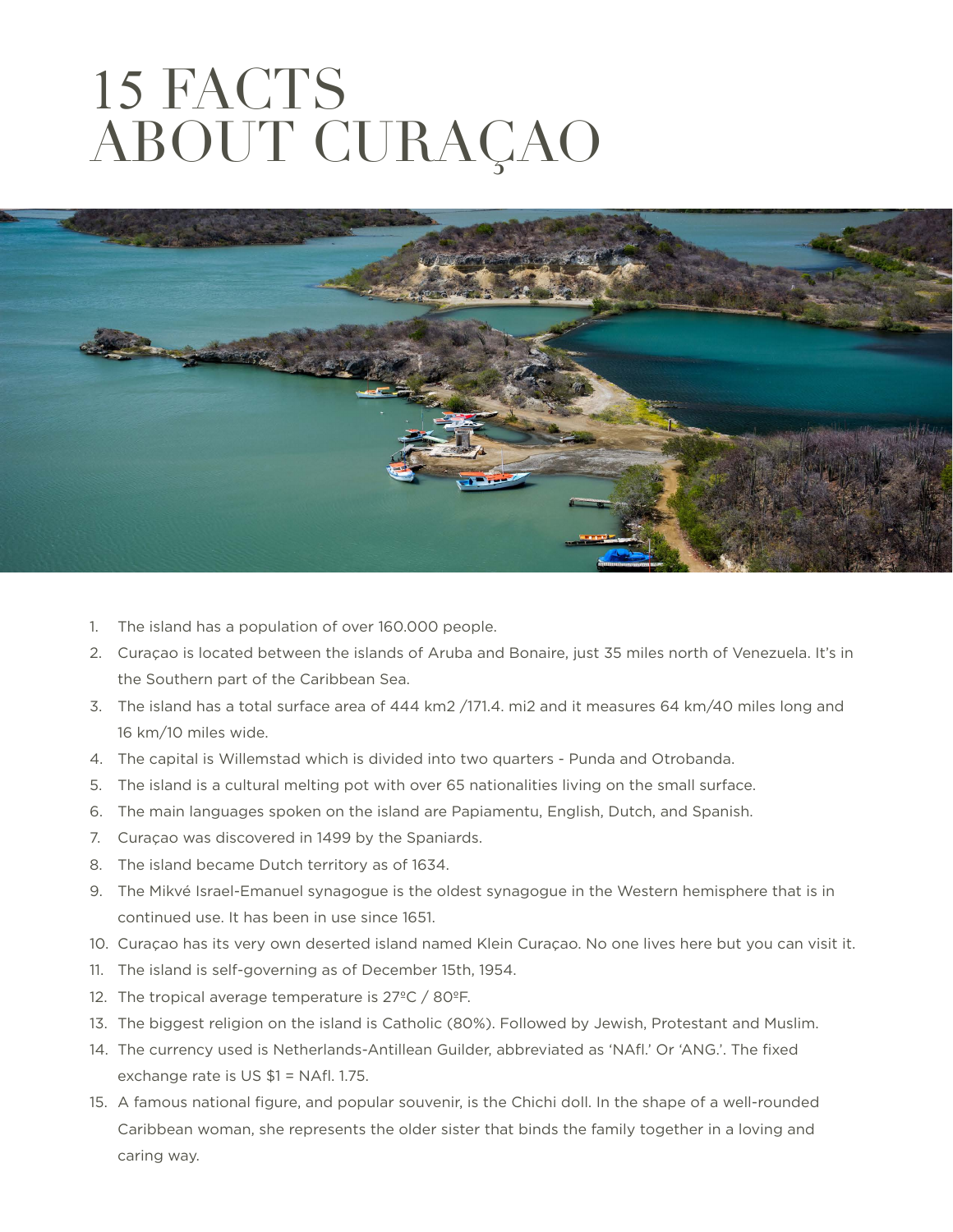# 15 FACTS ABOUT CURAÇAO

1. The island has a population of over 160.000 people.
2. Curaçao is located between the islands of Aruba and Bonaire, just 35 miles north of Venezuela. It's in the Southern part of the Caribbean Sea.
3. The island has a total surface area of 444 km2 /171.4. mi2 and it measures 64 km/40 miles long and 16 km/10 miles wide.
4. The capital is Willemstad which is divided into two quarters - Punda and Otrobanda.
5. The island is a cultural melting pot with over 65 nationalities living on the small surface.
6. The main languages spoken on the island are Papiamentu, English, Dutch, and Spanish.
7. Curaçao was discovered in 1499 by the Spaniards.
8. The island became Dutch territory as of 1634.
9. The Mikvé Israel-Emanuel synagogue is the oldest synagogue in the Western hemisphere that is in continued use. It has been in use since 1651.
10. Curaçao has its very own deserted island named Klein Curaçao. No one lives here but you can visit it.
11. The island is self-governing as of December 15th, 1954.
12. The tropical average temperature is 27ºC / 80ºF.
13. The biggest religion on the island is Catholic (80%). Followed by Jewish, Protestant and Muslim.
14. The currency used is Netherlands-Antillean Guilder, abbreviated as 'NAfl.' Or 'ANG.'. The fixed exchange rate is US $1 = NAfl. 1.75.
15. A famous national figure, and popular souvenir, is the Chichi doll. In the shape of a well-rounded Caribbean woman, she represents the older sister that binds the family together in a loving and caring way.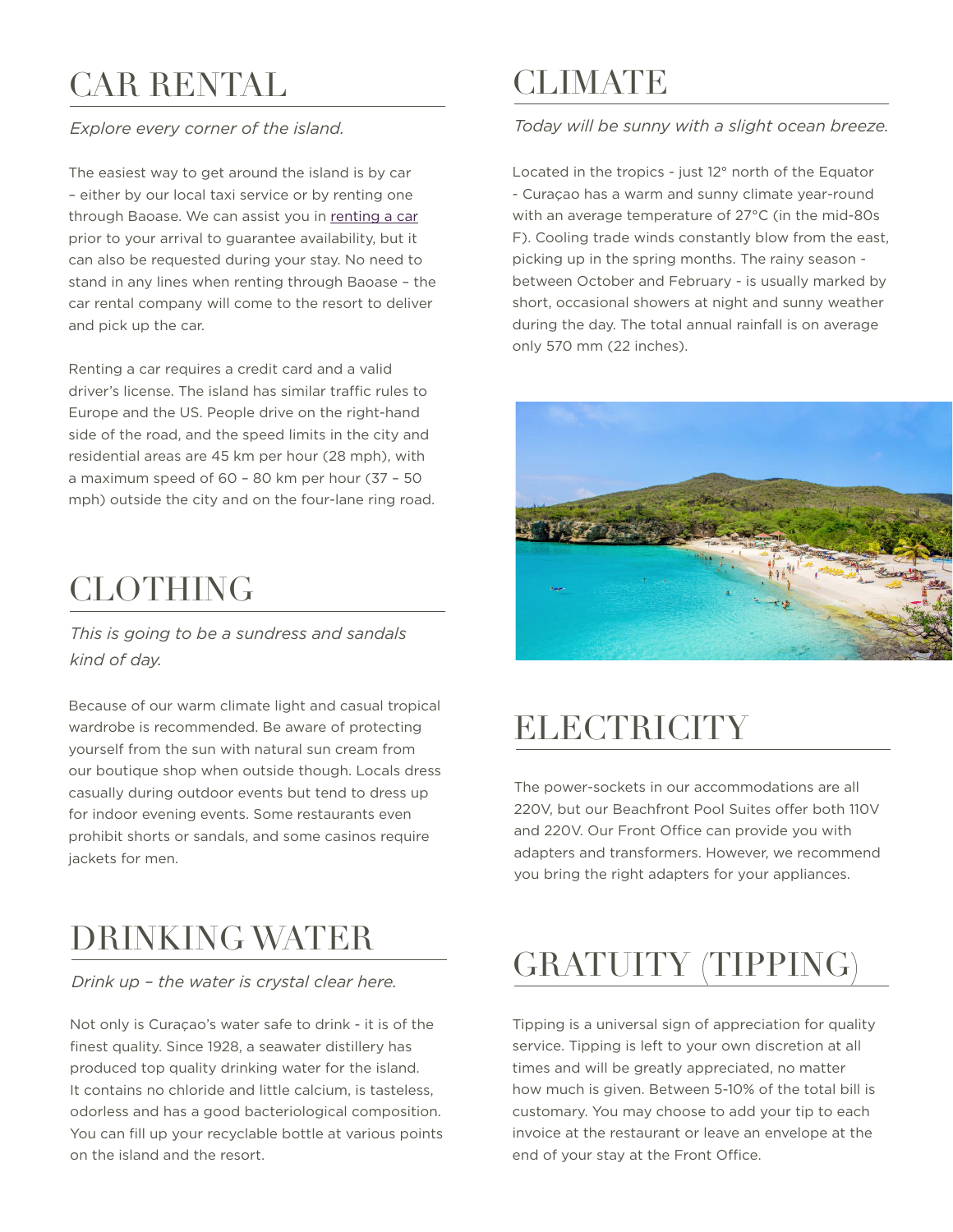# CAR RENTAL

*Explore every corner of the island.*

The easiest way to get around the island is by car – either by our local taxi service or by renting one through Baoase. We can assist you in renting a car prior to your arrival to guarantee availability, but it can also be requested during your stay. No need to stand in any lines when renting through Baoase – the car rental company will come to the resort to deliver and pick up the car.

Renting a car requires a credit card and a valid driver's license. The island has similar traffic rules to Europe and the US. People drive on the right-hand side of the road, and the speed limits in the city and residential areas are 45 km per hour (28 mph), with a maximum speed of 60 – 80 km per hour (37 – 50 mph) outside the city and on the four-lane ring road.

# CLOTHING

*This is going to be a sundress and sandals kind of day.*

Because of our warm climate light and casual tropical wardrobe is recommended. Be aware of protecting yourself from the sun with natural sun cream from our boutique shop when outside though. Locals dress casually during outdoor events but tend to dress up for indoor evening events. Some restaurants even prohibit shorts or sandals, and some casinos require jackets for men.

# DRINKING WATER

*Drink up – the water is crystal clear here.*

Not only is Curaçao's water safe to drink - it is of the finest quality. Since 1928, a seawater distillery has produced top quality drinking water for the island. It contains no chloride and little calcium, is tasteless, odorless and has a good bacteriological composition. You can fill up your recyclable bottle at various points on the island and the resort.

# CLIMATE

*Today will be sunny with a slight ocean breeze.*

Located in the tropics - just 12° north of the Equator - Curaçao has a warm and sunny climate year-round with an average temperature of 27°C (in the mid-80s F). Cooling trade winds constantly blow from the east, picking up in the spring months. The rainy season - between October and February - is usually marked by short, occasional showers at night and sunny weather during the day. The total annual rainfall is on average only 570 mm (22 inches).

# ELECTRICITY

The power-sockets in our accommodations are all 220V, but our Beachfront Pool Suites offer both 110V and 220V. Our Front Office can provide you with adapters and transformers. However, we recommend you bring the right adapters for your appliances.

# GRATUITY (TIPPING)

Tipping is a universal sign of appreciation for quality service. Tipping is left to your own discretion at all times and will be greatly appreciated, no matter how much is given. Between 5-10% of the total bill is customary. You may choose to add your tip to each invoice at the restaurant or leave an envelope at the end of your stay at the Front Office.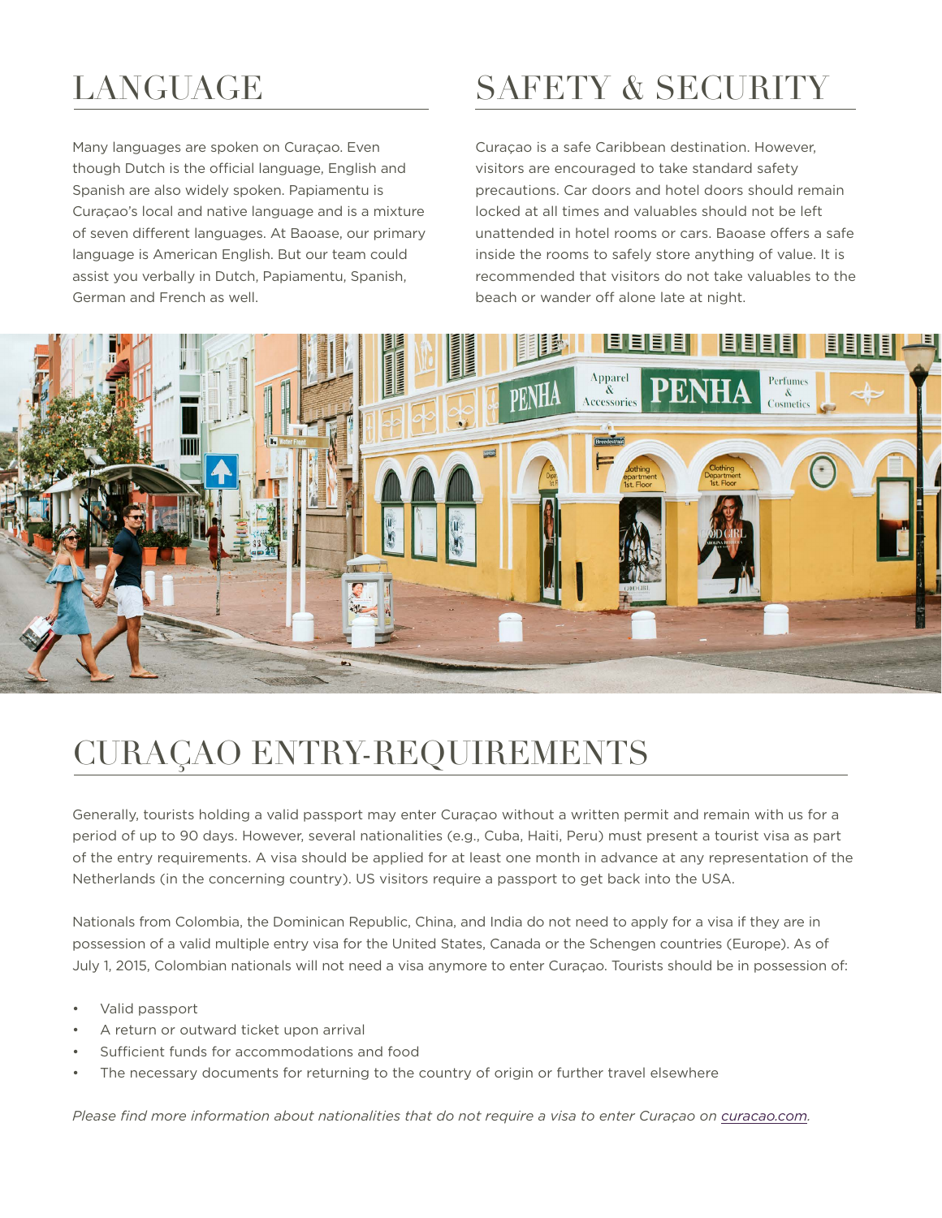## LANGUAGE

Many languages are spoken on Curaçao. Even though Dutch is the official language, English and Spanish are also widely spoken. Papiamentu is Curaçao's local and native language and is a mixture of seven different languages. At Baoase, our primary language is American English. But our team could assist you verbally in Dutch, Papiamentu, Spanish, German and French as well.

## SAFETY & SECURITY

Curaçao is a safe Caribbean destination. However, visitors are encouraged to take standard safety precautions. Car doors and hotel doors should remain locked at all times and valuables should not be left unattended in hotel rooms or cars. Baoase offers a safe inside the rooms to safely store anything of value. It is recommended that visitors do not take valuables to the beach or wander off alone late at night.

## CURAÇAO ENTRY-REQUIREMENTS

Generally, tourists holding a valid passport may enter Curaçao without a written permit and remain with us for a period of up to 90 days. However, several nationalities (e.g., Cuba, Haiti, Peru) must present a tourist visa as part of the entry requirements. A visa should be applied for at least one month in advance at any representation of the Netherlands (in the concerning country). US visitors require a passport to get back into the USA.

Nationals from Colombia, the Dominican Republic, China, and India do not need to apply for a visa if they are in possession of a valid multiple entry visa for the United States, Canada or the Schengen countries (Europe). As of July 1, 2015, Colombian nationals will not need a visa anymore to enter Curaçao. Tourists should be in possession of:

- Valid passport
- A return or outward ticket upon arrival
- Sufficient funds for accommodations and food
- The necessary documents for returning to the country of origin or further travel elsewhere

*Please find more information about nationalities that do not require a visa to enter Curaçao on curacao.com.*